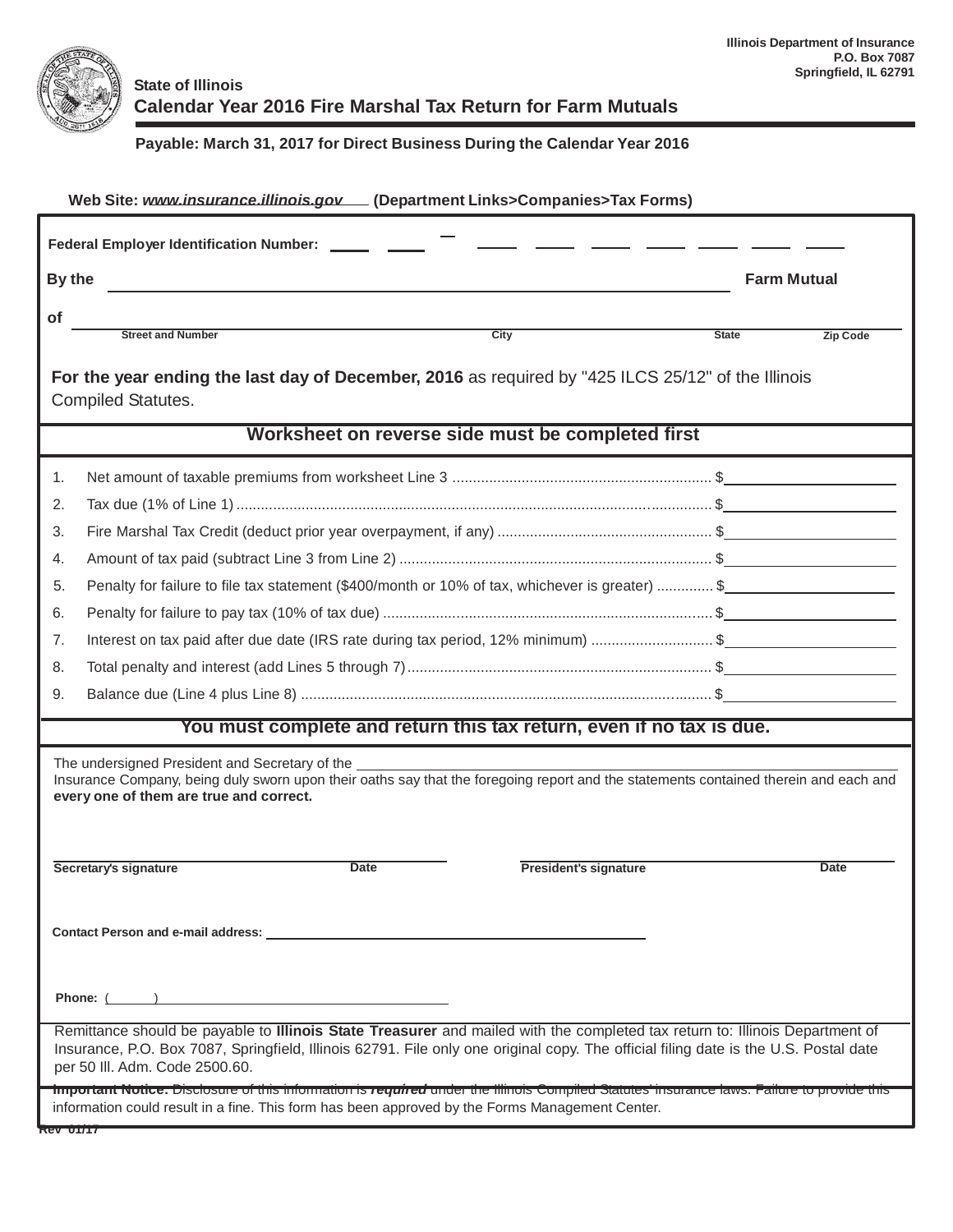Illinois Department of Insurance
P.O. Box 7087
Springfield, IL 62791

State of Illinois

# Calendar Year 2016 Fire Marshal Tax Return for Farm Mutuals

**Payable: March 31, 2017 for Direct Business During the Calendar Year 2016**

**Web Site: *www.insurance.illinois.gov* (Department Links>Companies>Tax Forms)**

**Federal Employer Identification Number:** ____ ____ – ____ ____ ____ ____ ____ ____ ____

**By the** ______________________________________________ **Farm Mutual**

**of** ______________________________________________

Street and Number | City | State | Zip Code

**For the year ending the last day of December, 2016** as required by "425 ILCS 25/12" of the Illinois Compiled Statutes.

## Worksheet on reverse side must be completed first

1. Net amount of taxable premiums from worksheet Line 3 ............................................................... $__________
2. Tax due (1% of Line 1) ............................................................................................................... $__________
3. Fire Marshal Tax Credit (deduct prior year overpayment, if any) .................................................... $__________
4. Amount of tax paid (subtract Line 3 from Line 2) ............................................................................ $__________
5. Penalty for failure to file tax statement ($400/month or 10% of tax, whichever is greater) ............. $__________
6. Penalty for failure to pay tax (10% of tax due) ................................................................................ $__________
7. Interest on tax paid after due date (IRS rate during tax period, 12% minimum) ............................. $__________
8. Total penalty and interest (add Lines 5 through 7) .......................................................................... $__________
9. Balance due (Line 4 plus Line 8) ..................................................................................................... $__________

## You must complete and return this tax return, even if no tax is due.

The undersigned President and Secretary of the ______________________________________________ Insurance Company, being duly sworn upon their oaths say that the foregoing report and the statements contained therein and each and **every one of them are true and correct.**

______________________________ ______________________________

**Secretary's signature** **Date** **President's signature** **Date**

**Contact Person and e-mail address:** ______________________________________________

**Phone:** ( ) ______________________________

Remittance should be payable to **Illinois State Treasurer** and mailed with the completed tax return to: Illinois Department of Insurance, P.O. Box 7087, Springfield, Illinois 62791. File only one original copy. The official filing date is the U.S. Postal date per 50 Ill. Adm. Code 2500.60.

**Important Notice:** Disclosure of this information is ***required*** under the Illinois Compiled Statutes' insurance laws. Failure to provide this information could result in a fine. This form has been approved by the Forms Management Center.

Rev 01/17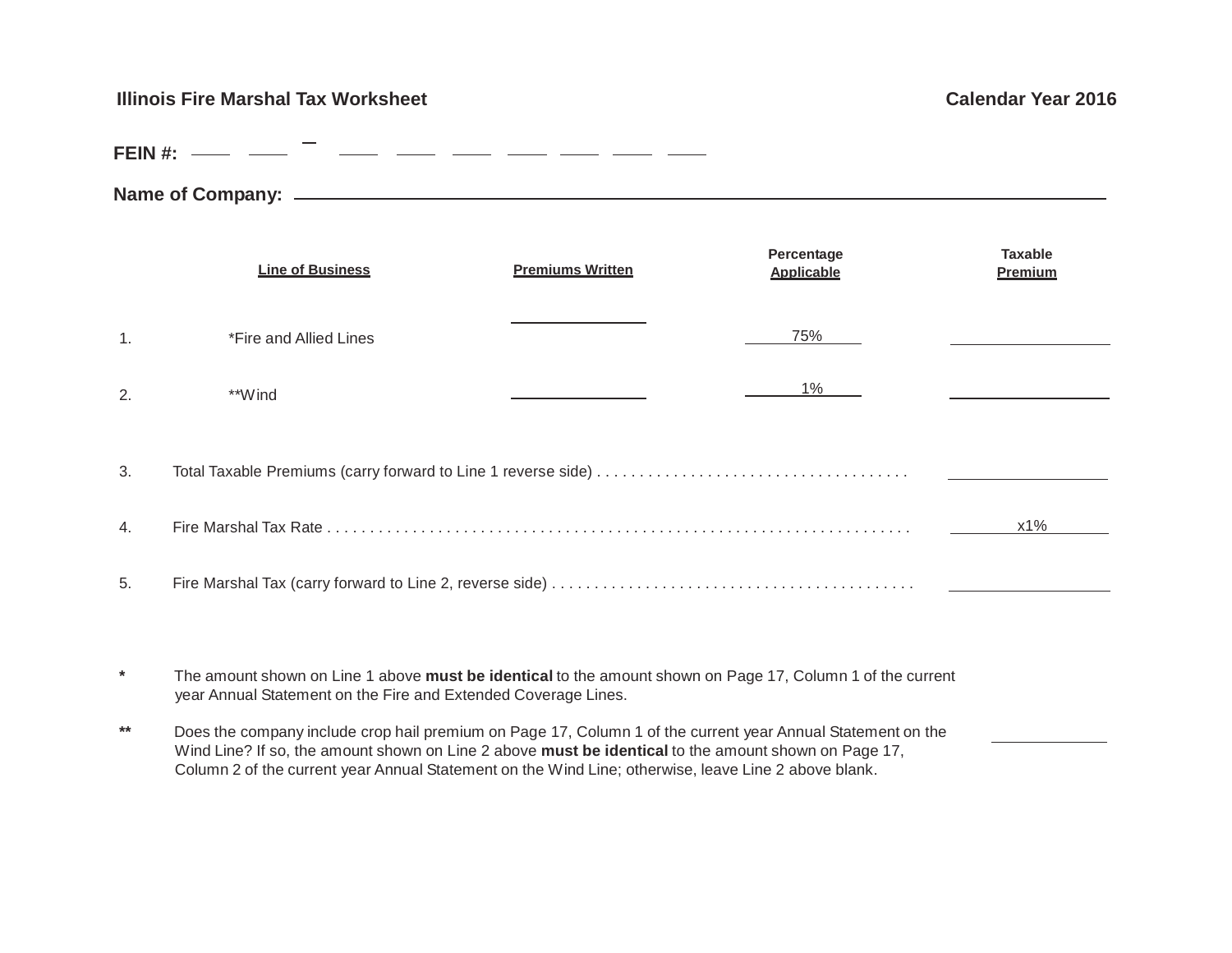**Illinois Fire Marshal Tax Worksheet** **Calendar Year 2016**

**FEIN #:** ____ ____ – ____ ____ ____ ____ ____ ____ ____

**Name of Company:** ______________________________________________

| | Line of Business | Premiums Written | Percentage Applicable | Taxable Premium |
|---|---|---|---|---|
| 1. | *Fire and Allied Lines | ________ | 75% | ________ |
| 2. | **Wind | ________ | 1% | ________ |

3. Total Taxable Premiums (carry forward to Line 1 reverse side) . . . . . . . . . . . . . . . . . . . . . . . . . . . . . . . . . . . . . ________

4. Fire Marshal Tax Rate . . . . . . . . . . . . . . . . . . . . . . . . . . . . . . . . . . . . . . . . . . . . . . . . . . . . . . . . . . . . . . . . . . . x1%

5. Fire Marshal Tax (carry forward to Line 2, reverse side) . . . . . . . . . . . . . . . . . . . . . . . . . . . . . . . . . . . . . . . . . . ________

\* The amount shown on Line 1 above **must be identical** to the amount shown on Page 17, Column 1 of the current year Annual Statement on the Fire and Extended Coverage Lines.

\*\* Does the company include crop hail premium on Page 17, Column 1 of the current year Annual Statement on the Wind Line? If so, the amount shown on Line 2 above **must be identical** to the amount shown on Page 17, Column 2 of the current year Annual Statement on the Wind Line; otherwise, leave Line 2 above blank. ________